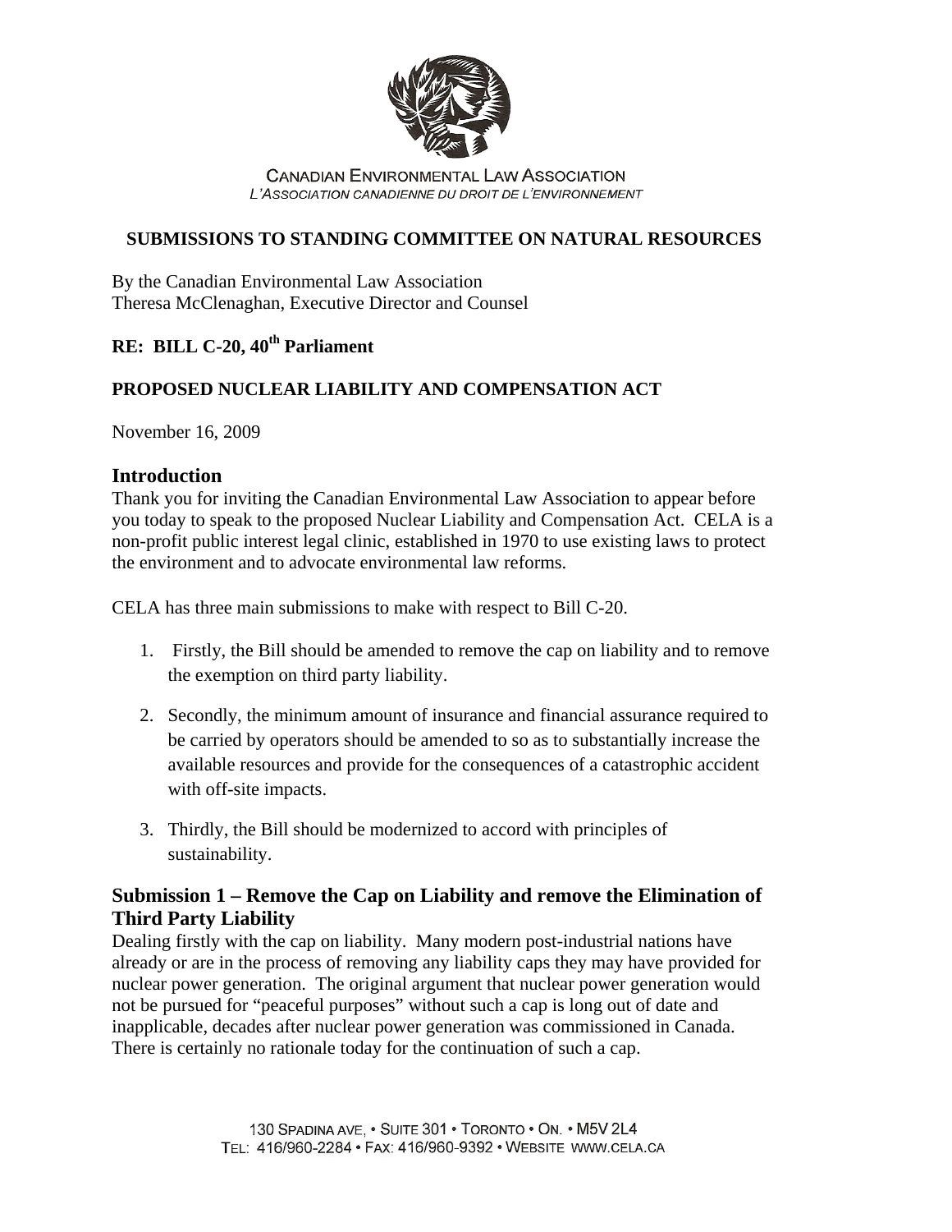CANADIAN ENVIRONMENTAL LAW ASSOCIATION
*L'ASSOCIATION CANADIENNE DU DROIT DE L'ENVIRONNEMENT*

**SUBMISSIONS TO STANDING COMMITTEE ON NATURAL RESOURCES**

By the Canadian Environmental Law Association
Theresa McClenaghan, Executive Director and Counsel

**RE: BILL C-20, 40th Parliament**

**PROPOSED NUCLEAR LIABILITY AND COMPENSATION ACT**

November 16, 2009

## Introduction

Thank you for inviting the Canadian Environmental Law Association to appear before you today to speak to the proposed Nuclear Liability and Compensation Act. CELA is a non-profit public interest legal clinic, established in 1970 to use existing laws to protect the environment and to advocate environmental law reforms.

CELA has three main submissions to make with respect to Bill C-20.

1. Firstly, the Bill should be amended to remove the cap on liability and to remove the exemption on third party liability.
2. Secondly, the minimum amount of insurance and financial assurance required to be carried by operators should be amended to so as to substantially increase the available resources and provide for the consequences of a catastrophic accident with off-site impacts.
3. Thirdly, the Bill should be modernized to accord with principles of sustainability.

## Submission 1 – Remove the Cap on Liability and remove the Elimination of Third Party Liability

Dealing firstly with the cap on liability. Many modern post-industrial nations have already or are in the process of removing any liability caps they may have provided for nuclear power generation. The original argument that nuclear power generation would not be pursued for "peaceful purposes" without such a cap is long out of date and inapplicable, decades after nuclear power generation was commissioned in Canada. There is certainly no rationale today for the continuation of such a cap.

130 SPADINA AVE, • SUITE 301 • TORONTO • ON. • M5V 2L4
TEL: 416/960-2284 • FAX: 416/960-9392 • WEBSITE WWW.CELA.CA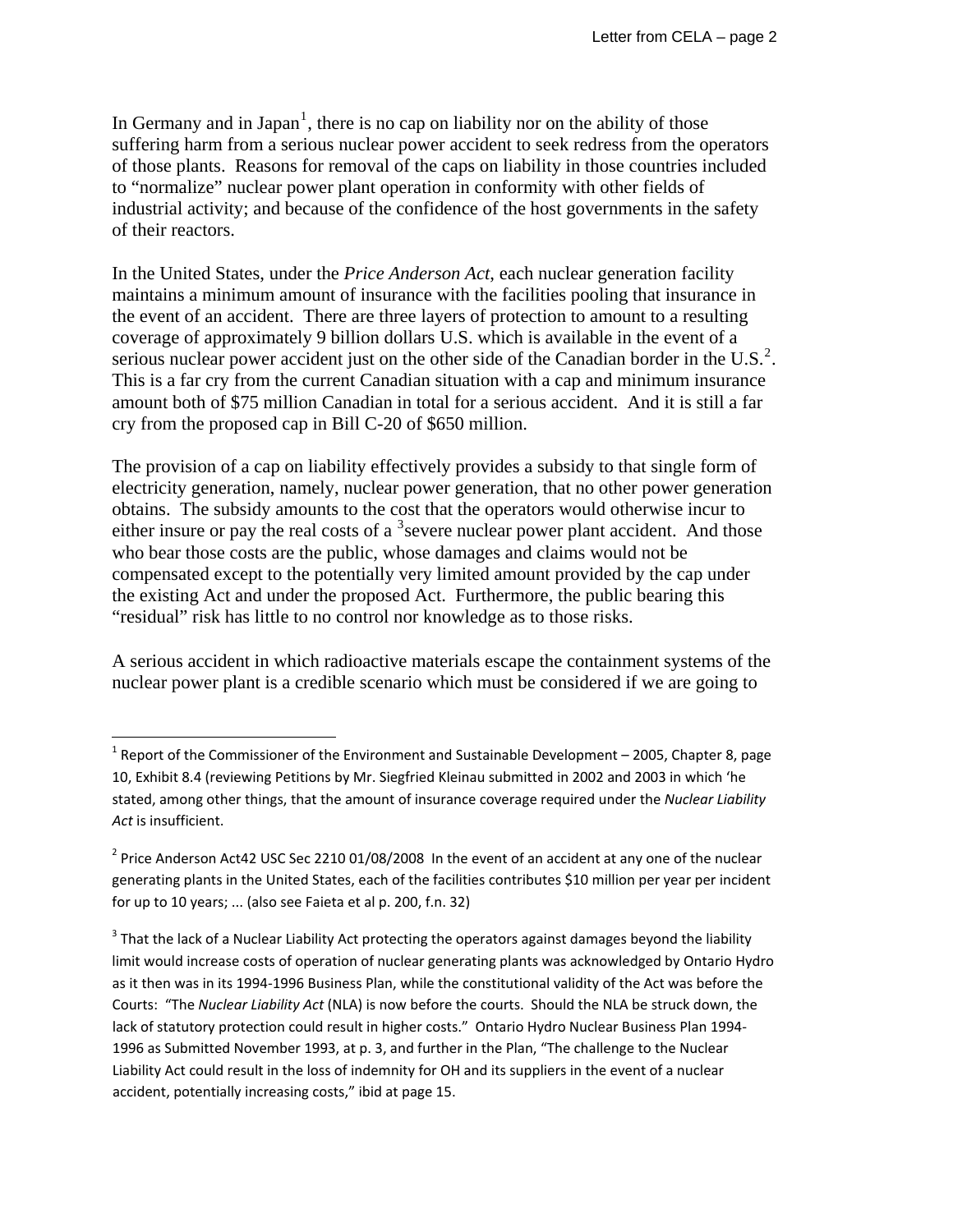In Germany and in Japan[1], there is no cap on liability nor on the ability of those suffering harm from a serious nuclear power accident to seek redress from the operators of those plants. Reasons for removal of the caps on liability in those countries included to "normalize" nuclear power plant operation in conformity with other fields of industrial activity; and because of the confidence of the host governments in the safety of their reactors.

In the United States, under the *Price Anderson Act*, each nuclear generation facility maintains a minimum amount of insurance with the facilities pooling that insurance in the event of an accident. There are three layers of protection to amount to a resulting coverage of approximately 9 billion dollars U.S. which is available in the event of a serious nuclear power accident just on the other side of the Canadian border in the U.S.[2]. This is a far cry from the current Canadian situation with a cap and minimum insurance amount both of $75 million Canadian in total for a serious accident. And it is still a far cry from the proposed cap in Bill C-20 of $650 million.

The provision of a cap on liability effectively provides a subsidy to that single form of electricity generation, namely, nuclear power generation, that no other power generation obtains. The subsidy amounts to the cost that the operators would otherwise incur to either insure or pay the real costs of a [3]severe nuclear power plant accident. And those who bear those costs are the public, whose damages and claims would not be compensated except to the potentially very limited amount provided by the cap under the existing Act and under the proposed Act. Furthermore, the public bearing this "residual" risk has little to no control nor knowledge as to those risks.

A serious accident in which radioactive materials escape the containment systems of the nuclear power plant is a credible scenario which must be considered if we are going to

---

[1] Report of the Commissioner of the Environment and Sustainable Development – 2005, Chapter 8, page 10, Exhibit 8.4 (reviewing Petitions by Mr. Siegfried Kleinau submitted in 2002 and 2003 in which 'he stated, among other things, that the amount of insurance coverage required under the *Nuclear Liability Act* is insufficient.

[2] Price Anderson Act42 USC Sec 2210 01/08/2008 In the event of an accident at any one of the nuclear generating plants in the United States, each of the facilities contributes $10 million per year per incident for up to 10 years; ... (also see Faieta et al p. 200, f.n. 32)

[3] That the lack of a Nuclear Liability Act protecting the operators against damages beyond the liability limit would increase costs of operation of nuclear generating plants was acknowledged by Ontario Hydro as it then was in its 1994-1996 Business Plan, while the constitutional validity of the Act was before the Courts: "The *Nuclear Liability Act* (NLA) is now before the courts. Should the NLA be struck down, the lack of statutory protection could result in higher costs." Ontario Hydro Nuclear Business Plan 1994-1996 as Submitted November 1993, at p. 3, and further in the Plan, "The challenge to the Nuclear Liability Act could result in the loss of indemnity for OH and its suppliers in the event of a nuclear accident, potentially increasing costs," ibid at page 15.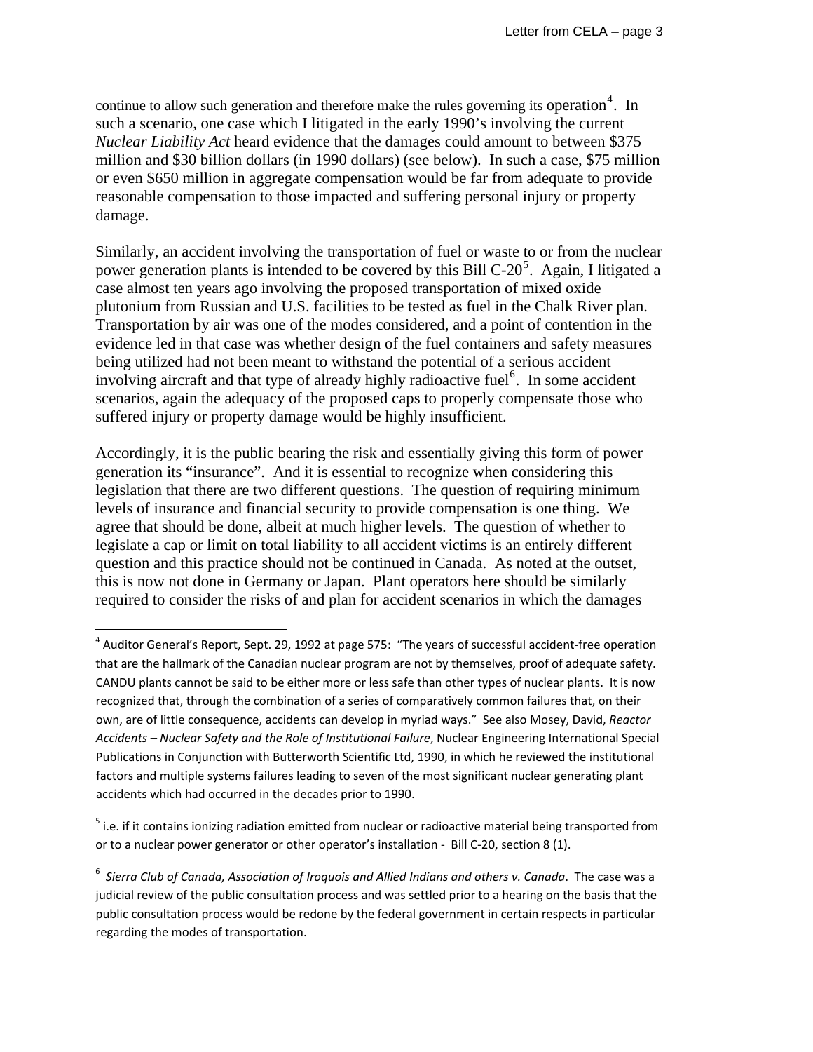continue to allow such generation and therefore make the rules governing its operation[4]. In such a scenario, one case which I litigated in the early 1990's involving the current *Nuclear Liability Act* heard evidence that the damages could amount to between $375 million and $30 billion dollars (in 1990 dollars) (see below). In such a case, $75 million or even $650 million in aggregate compensation would be far from adequate to provide reasonable compensation to those impacted and suffering personal injury or property damage.

Similarly, an accident involving the transportation of fuel or waste to or from the nuclear power generation plants is intended to be covered by this Bill C-20[5]. Again, I litigated a case almost ten years ago involving the proposed transportation of mixed oxide plutonium from Russian and U.S. facilities to be tested as fuel in the Chalk River plan. Transportation by air was one of the modes considered, and a point of contention in the evidence led in that case was whether design of the fuel containers and safety measures being utilized had not been meant to withstand the potential of a serious accident involving aircraft and that type of already highly radioactive fuel[6]. In some accident scenarios, again the adequacy of the proposed caps to properly compensate those who suffered injury or property damage would be highly insufficient.

Accordingly, it is the public bearing the risk and essentially giving this form of power generation its "insurance". And it is essential to recognize when considering this legislation that there are two different questions. The question of requiring minimum levels of insurance and financial security to provide compensation is one thing. We agree that should be done, albeit at much higher levels. The question of whether to legislate a cap or limit on total liability to all accident victims is an entirely different question and this practice should not be continued in Canada. As noted at the outset, this is now not done in Germany or Japan. Plant operators here should be similarly required to consider the risks of and plan for accident scenarios in which the damages

---

[4] Auditor General's Report, Sept. 29, 1992 at page 575: "The years of successful accident-free operation that are the hallmark of the Canadian nuclear program are not by themselves, proof of adequate safety. CANDU plants cannot be said to be either more or less safe than other types of nuclear plants. It is now recognized that, through the combination of a series of comparatively common failures that, on their own, are of little consequence, accidents can develop in myriad ways." See also Mosey, David, *Reactor Accidents – Nuclear Safety and the Role of Institutional Failure*, Nuclear Engineering International Special Publications in Conjunction with Butterworth Scientific Ltd, 1990, in which he reviewed the institutional factors and multiple systems failures leading to seven of the most significant nuclear generating plant accidents which had occurred in the decades prior to 1990.

[5] i.e. if it contains ionizing radiation emitted from nuclear or radioactive material being transported from or to a nuclear power generator or other operator's installation - Bill C-20, section 8 (1).

[6] *Sierra Club of Canada, Association of Iroquois and Allied Indians and others v. Canada*. The case was a judicial review of the public consultation process and was settled prior to a hearing on the basis that the public consultation process would be redone by the federal government in certain respects in particular regarding the modes of transportation.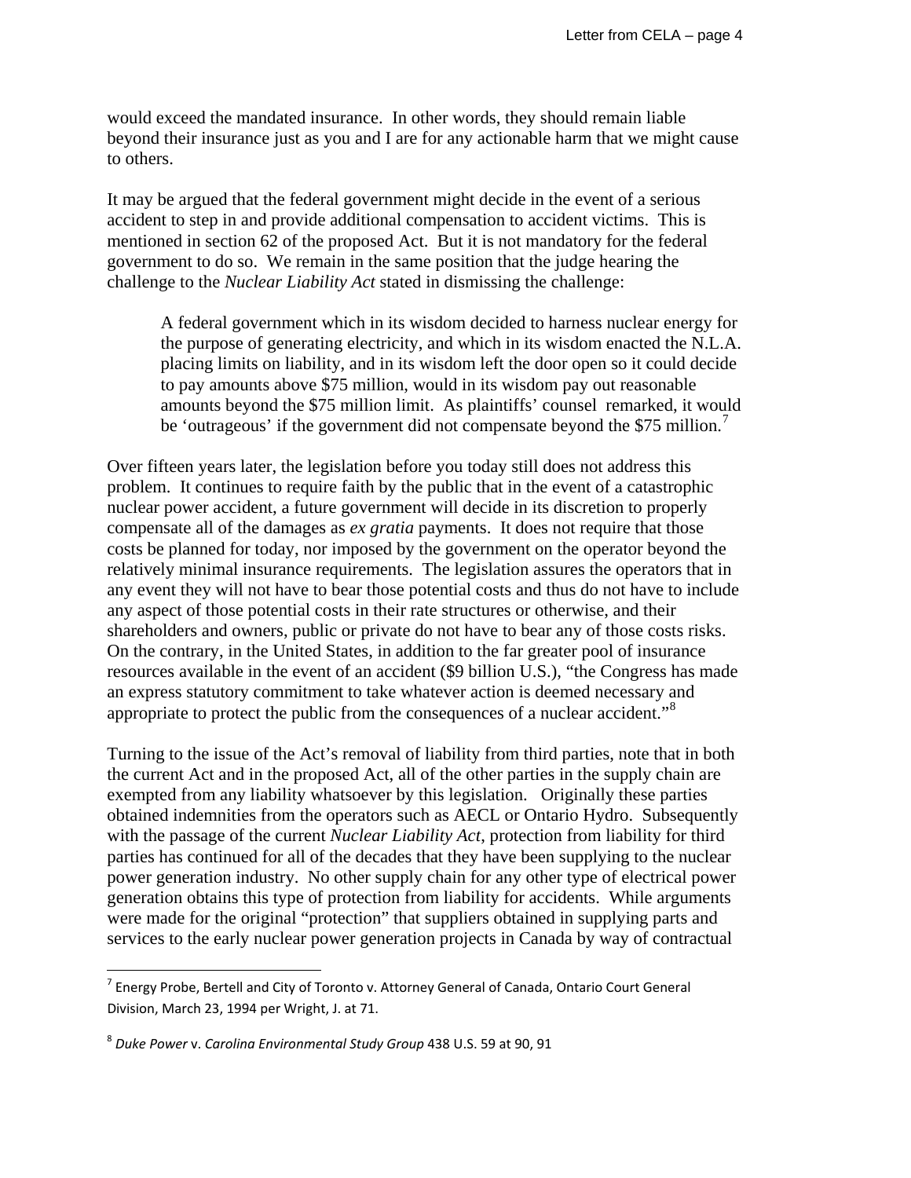would exceed the mandated insurance. In other words, they should remain liable beyond their insurance just as you and I are for any actionable harm that we might cause to others.

It may be argued that the federal government might decide in the event of a serious accident to step in and provide additional compensation to accident victims. This is mentioned in section 62 of the proposed Act. But it is not mandatory for the federal government to do so. We remain in the same position that the judge hearing the challenge to the *Nuclear Liability Act* stated in dismissing the challenge:

> A federal government which in its wisdom decided to harness nuclear energy for the purpose of generating electricity, and which in its wisdom enacted the N.L.A. placing limits on liability, and in its wisdom left the door open so it could decide to pay amounts above $75 million, would in its wisdom pay out reasonable amounts beyond the $75 million limit. As plaintiffs' counsel remarked, it would be 'outrageous' if the government did not compensate beyond the $75 million.[7]

Over fifteen years later, the legislation before you today still does not address this problem. It continues to require faith by the public that in the event of a catastrophic nuclear power accident, a future government will decide in its discretion to properly compensate all of the damages as *ex gratia* payments. It does not require that those costs be planned for today, nor imposed by the government on the operator beyond the relatively minimal insurance requirements. The legislation assures the operators that in any event they will not have to bear those potential costs and thus do not have to include any aspect of those potential costs in their rate structures or otherwise, and their shareholders and owners, public or private do not have to bear any of those costs risks. On the contrary, in the United States, in addition to the far greater pool of insurance resources available in the event of an accident ($9 billion U.S.), "the Congress has made an express statutory commitment to take whatever action is deemed necessary and appropriate to protect the public from the consequences of a nuclear accident."[8]

Turning to the issue of the Act's removal of liability from third parties, note that in both the current Act and in the proposed Act, all of the other parties in the supply chain are exempted from any liability whatsoever by this legislation. Originally these parties obtained indemnities from the operators such as AECL or Ontario Hydro. Subsequently with the passage of the current *Nuclear Liability Act*, protection from liability for third parties has continued for all of the decades that they have been supplying to the nuclear power generation industry. No other supply chain for any other type of electrical power generation obtains this type of protection from liability for accidents. While arguments were made for the original "protection" that suppliers obtained in supplying parts and services to the early nuclear power generation projects in Canada by way of contractual

---

[7] Energy Probe, Bertell and City of Toronto v. Attorney General of Canada, Ontario Court General Division, March 23, 1994 per Wright, J. at 71.

[8] *Duke Power* v. *Carolina Environmental Study Group* 438 U.S. 59 at 90, 91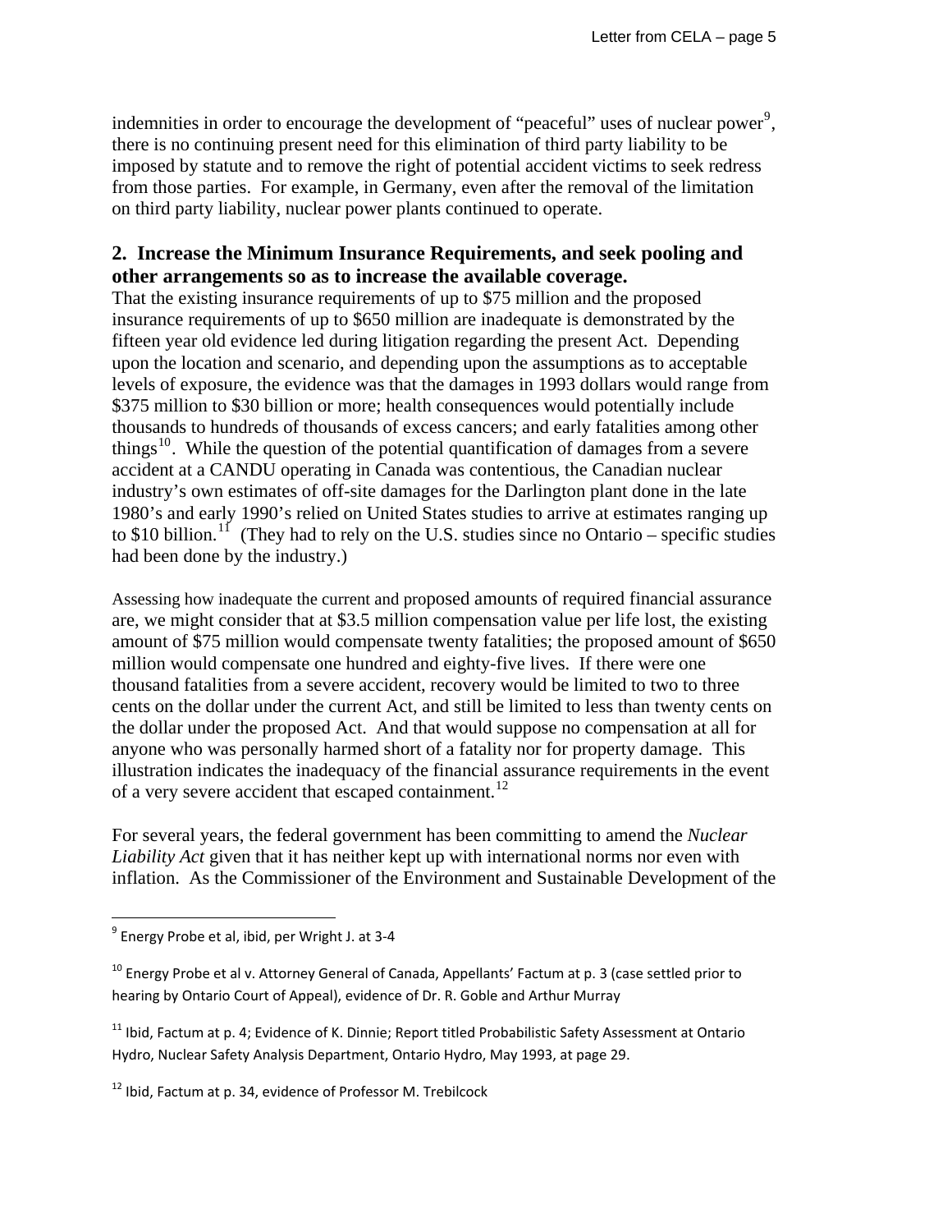indemnities in order to encourage the development of "peaceful" uses of nuclear power[9], there is no continuing present need for this elimination of third party liability to be imposed by statute and to remove the right of potential accident victims to seek redress from those parties. For example, in Germany, even after the removal of the limitation on third party liability, nuclear power plants continued to operate.

## 2. Increase the Minimum Insurance Requirements, and seek pooling and other arrangements so as to increase the available coverage.

That the existing insurance requirements of up to $75 million and the proposed insurance requirements of up to $650 million are inadequate is demonstrated by the fifteen year old evidence led during litigation regarding the present Act. Depending upon the location and scenario, and depending upon the assumptions as to acceptable levels of exposure, the evidence was that the damages in 1993 dollars would range from $375 million to $30 billion or more; health consequences would potentially include thousands to hundreds of thousands of excess cancers; and early fatalities among other things[10]. While the question of the potential quantification of damages from a severe accident at a CANDU operating in Canada was contentious, the Canadian nuclear industry's own estimates of off-site damages for the Darlington plant done in the late 1980's and early 1990's relied on United States studies to arrive at estimates ranging up to $10 billion.[11] (They had to rely on the U.S. studies since no Ontario – specific studies had been done by the industry.)

Assessing how inadequate the current and proposed amounts of required financial assurance are, we might consider that at $3.5 million compensation value per life lost, the existing amount of $75 million would compensate twenty fatalities; the proposed amount of $650 million would compensate one hundred and eighty-five lives. If there were one thousand fatalities from a severe accident, recovery would be limited to two to three cents on the dollar under the current Act, and still be limited to less than twenty cents on the dollar under the proposed Act. And that would suppose no compensation at all for anyone who was personally harmed short of a fatality nor for property damage. This illustration indicates the inadequacy of the financial assurance requirements in the event of a very severe accident that escaped containment.[12]

For several years, the federal government has been committing to amend the *Nuclear Liability Act* given that it has neither kept up with international norms nor even with inflation. As the Commissioner of the Environment and Sustainable Development of the

---

[9] Energy Probe et al, ibid, per Wright J. at 3-4

[10] Energy Probe et al v. Attorney General of Canada, Appellants' Factum at p. 3 (case settled prior to hearing by Ontario Court of Appeal), evidence of Dr. R. Goble and Arthur Murray

[11] Ibid, Factum at p. 4; Evidence of K. Dinnie; Report titled Probabilistic Safety Assessment at Ontario Hydro, Nuclear Safety Analysis Department, Ontario Hydro, May 1993, at page 29.

[12] Ibid, Factum at p. 34, evidence of Professor M. Trebilcock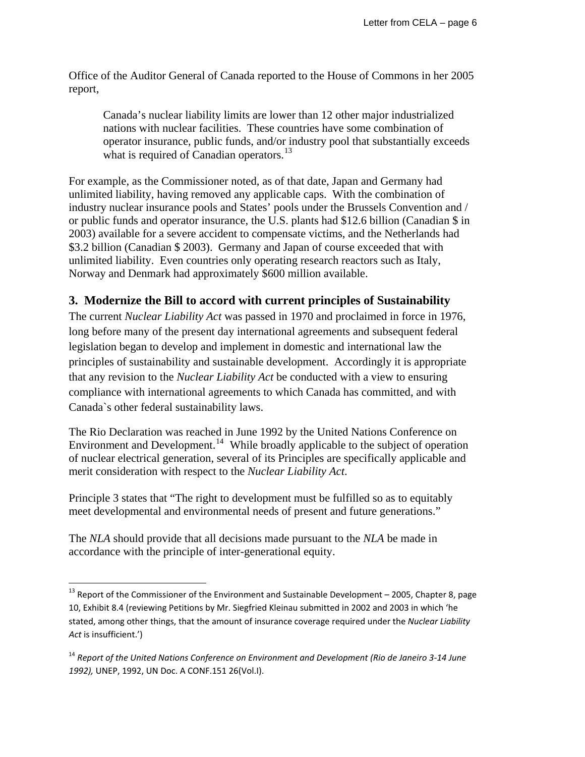Office of the Auditor General of Canada reported to the House of Commons in her 2005 report,

> Canada's nuclear liability limits are lower than 12 other major industrialized nations with nuclear facilities. These countries have some combination of operator insurance, public funds, and/or industry pool that substantially exceeds what is required of Canadian operators.[13]

For example, as the Commissioner noted, as of that date, Japan and Germany had unlimited liability, having removed any applicable caps. With the combination of industry nuclear insurance pools and States' pools under the Brussels Convention and / or public funds and operator insurance, the U.S. plants had $12.6 billion (Canadian $ in 2003) available for a severe accident to compensate victims, and the Netherlands had $3.2 billion (Canadian $ 2003). Germany and Japan of course exceeded that with unlimited liability. Even countries only operating research reactors such as Italy, Norway and Denmark had approximately $600 million available.

## 3. Modernize the Bill to accord with current principles of Sustainability

The current *Nuclear Liability Act* was passed in 1970 and proclaimed in force in 1976, long before many of the present day international agreements and subsequent federal legislation began to develop and implement in domestic and international law the principles of sustainability and sustainable development. Accordingly it is appropriate that any revision to the *Nuclear Liability Act* be conducted with a view to ensuring compliance with international agreements to which Canada has committed, and with Canada`s other federal sustainability laws.

The Rio Declaration was reached in June 1992 by the United Nations Conference on Environment and Development.[14] While broadly applicable to the subject of operation of nuclear electrical generation, several of its Principles are specifically applicable and merit consideration with respect to the *Nuclear Liability Act*.

Principle 3 states that "The right to development must be fulfilled so as to equitably meet developmental and environmental needs of present and future generations."

The *NLA* should provide that all decisions made pursuant to the *NLA* be made in accordance with the principle of inter-generational equity.

---

[13] Report of the Commissioner of the Environment and Sustainable Development – 2005, Chapter 8, page 10, Exhibit 8.4 (reviewing Petitions by Mr. Siegfried Kleinau submitted in 2002 and 2003 in which 'he stated, among other things, that the amount of insurance coverage required under the *Nuclear Liability Act* is insufficient.')

[14] *Report of the United Nations Conference on Environment and Development (Rio de Janeiro 3-14 June 1992),* UNEP, 1992, UN Doc. A CONF.151 26(Vol.I).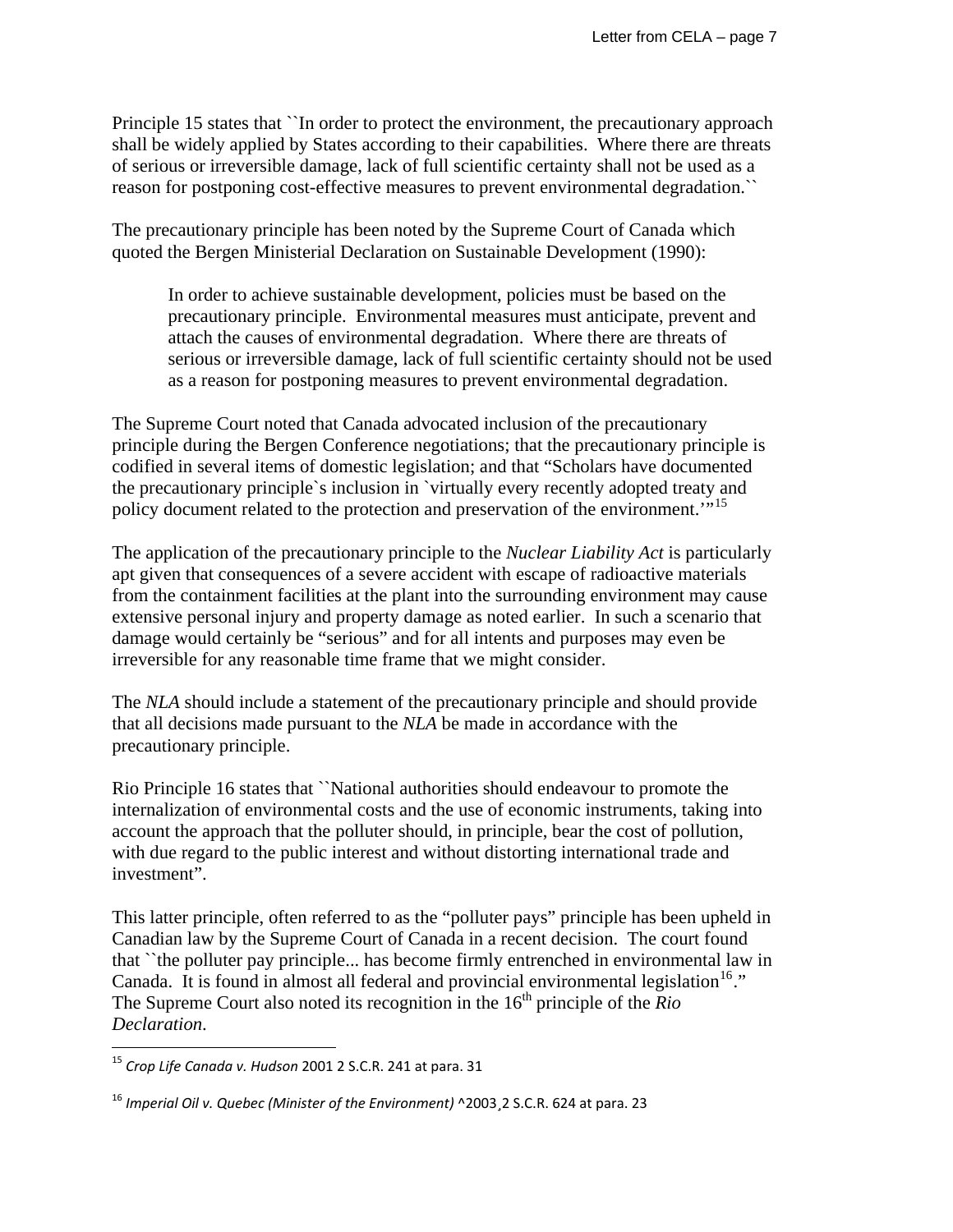Principle 15 states that ``In order to protect the environment, the precautionary approach shall be widely applied by States according to their capabilities. Where there are threats of serious or irreversible damage, lack of full scientific certainty shall not be used as a reason for postponing cost-effective measures to prevent environmental degradation.``

The precautionary principle has been noted by the Supreme Court of Canada which quoted the Bergen Ministerial Declaration on Sustainable Development (1990):

> In order to achieve sustainable development, policies must be based on the precautionary principle. Environmental measures must anticipate, prevent and attach the causes of environmental degradation. Where there are threats of serious or irreversible damage, lack of full scientific certainty should not be used as a reason for postponing measures to prevent environmental degradation.

The Supreme Court noted that Canada advocated inclusion of the precautionary principle during the Bergen Conference negotiations; that the precautionary principle is codified in several items of domestic legislation; and that "Scholars have documented the precautionary principle`s inclusion in `virtually every recently adopted treaty and policy document related to the protection and preservation of the environment.'"[15]

The application of the precautionary principle to the *Nuclear Liability Act* is particularly apt given that consequences of a severe accident with escape of radioactive materials from the containment facilities at the plant into the surrounding environment may cause extensive personal injury and property damage as noted earlier. In such a scenario that damage would certainly be "serious" and for all intents and purposes may even be irreversible for any reasonable time frame that we might consider.

The *NLA* should include a statement of the precautionary principle and should provide that all decisions made pursuant to the *NLA* be made in accordance with the precautionary principle.

Rio Principle 16 states that ``National authorities should endeavour to promote the internalization of environmental costs and the use of economic instruments, taking into account the approach that the polluter should, in principle, bear the cost of pollution, with due regard to the public interest and without distorting international trade and investment".

This latter principle, often referred to as the "polluter pays" principle has been upheld in Canadian law by the Supreme Court of Canada in a recent decision. The court found that ``the polluter pay principle... has become firmly entrenched in environmental law in Canada. It is found in almost all federal and provincial environmental legislation[16]." The Supreme Court also noted its recognition in the 16th principle of the *Rio Declaration*.

---

[15] *Crop Life Canada v. Hudson* 2001 2 S.C.R. 241 at para. 31

[16] *Imperial Oil v. Quebec (Minister of the Environment)* ^2003¸2 S.C.R. 624 at para. 23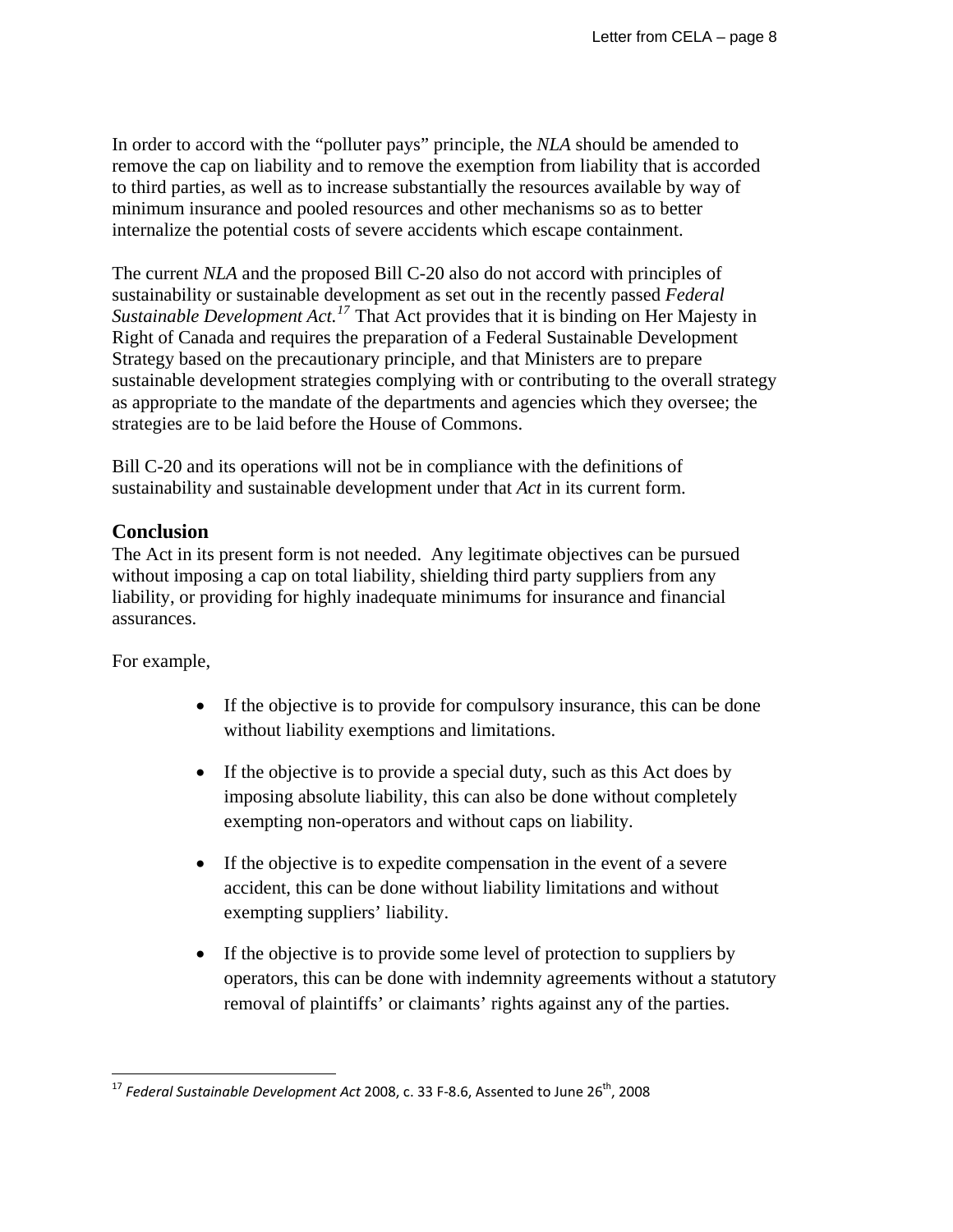In order to accord with the "polluter pays" principle, the *NLA* should be amended to remove the cap on liability and to remove the exemption from liability that is accorded to third parties, as well as to increase substantially the resources available by way of minimum insurance and pooled resources and other mechanisms so as to better internalize the potential costs of severe accidents which escape containment.

The current *NLA* and the proposed Bill C-20 also do not accord with principles of sustainability or sustainable development as set out in the recently passed *Federal Sustainable Development Act.*[17] That Act provides that it is binding on Her Majesty in Right of Canada and requires the preparation of a Federal Sustainable Development Strategy based on the precautionary principle, and that Ministers are to prepare sustainable development strategies complying with or contributing to the overall strategy as appropriate to the mandate of the departments and agencies which they oversee; the strategies are to be laid before the House of Commons.

Bill C-20 and its operations will not be in compliance with the definitions of sustainability and sustainable development under that *Act* in its current form.

## Conclusion

The Act in its present form is not needed. Any legitimate objectives can be pursued without imposing a cap on total liability, shielding third party suppliers from any liability, or providing for highly inadequate minimums for insurance and financial assurances.

For example,

- If the objective is to provide for compulsory insurance, this can be done without liability exemptions and limitations.
- If the objective is to provide a special duty, such as this Act does by imposing absolute liability, this can also be done without completely exempting non-operators and without caps on liability.
- If the objective is to expedite compensation in the event of a severe accident, this can be done without liability limitations and without exempting suppliers' liability.
- If the objective is to provide some level of protection to suppliers by operators, this can be done with indemnity agreements without a statutory removal of plaintiffs' or claimants' rights against any of the parties.

---

[17] *Federal Sustainable Development Act* 2008, c. 33 F-8.6, Assented to June 26th, 2008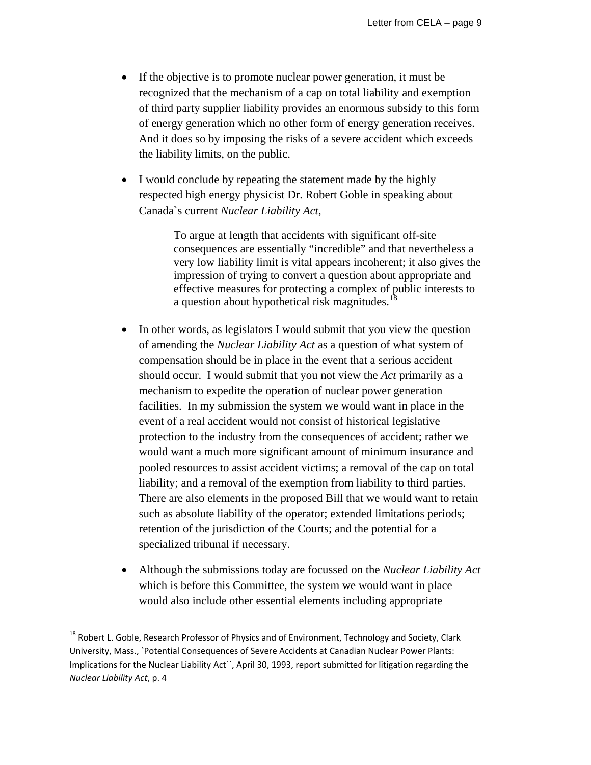- If the objective is to promote nuclear power generation, it must be recognized that the mechanism of a cap on total liability and exemption of third party supplier liability provides an enormous subsidy to this form of energy generation which no other form of energy generation receives. And it does so by imposing the risks of a severe accident which exceeds the liability limits, on the public.

- I would conclude by repeating the statement made by the highly respected high energy physicist Dr. Robert Goble in speaking about Canada`s current *Nuclear Liability Act*,

> To argue at length that accidents with significant off-site consequences are essentially "incredible" and that nevertheless a very low liability limit is vital appears incoherent; it also gives the impression of trying to convert a question about appropriate and effective measures for protecting a complex of public interests to a question about hypothetical risk magnitudes.[18]

- In other words, as legislators I would submit that you view the question of amending the *Nuclear Liability Act* as a question of what system of compensation should be in place in the event that a serious accident should occur. I would submit that you not view the *Act* primarily as a mechanism to expedite the operation of nuclear power generation facilities. In my submission the system we would want in place in the event of a real accident would not consist of historical legislative protection to the industry from the consequences of accident; rather we would want a much more significant amount of minimum insurance and pooled resources to assist accident victims; a removal of the cap on total liability; and a removal of the exemption from liability to third parties. There are also elements in the proposed Bill that we would want to retain such as absolute liability of the operator; extended limitations periods; retention of the jurisdiction of the Courts; and the potential for a specialized tribunal if necessary.

- Although the submissions today are focussed on the *Nuclear Liability Act* which is before this Committee, the system we would want in place would also include other essential elements including appropriate

---

[18] Robert L. Goble, Research Professor of Physics and of Environment, Technology and Society, Clark University, Mass., `Potential Consequences of Severe Accidents at Canadian Nuclear Power Plants: Implications for the Nuclear Liability Act``, April 30, 1993, report submitted for litigation regarding the *Nuclear Liability Act*, p. 4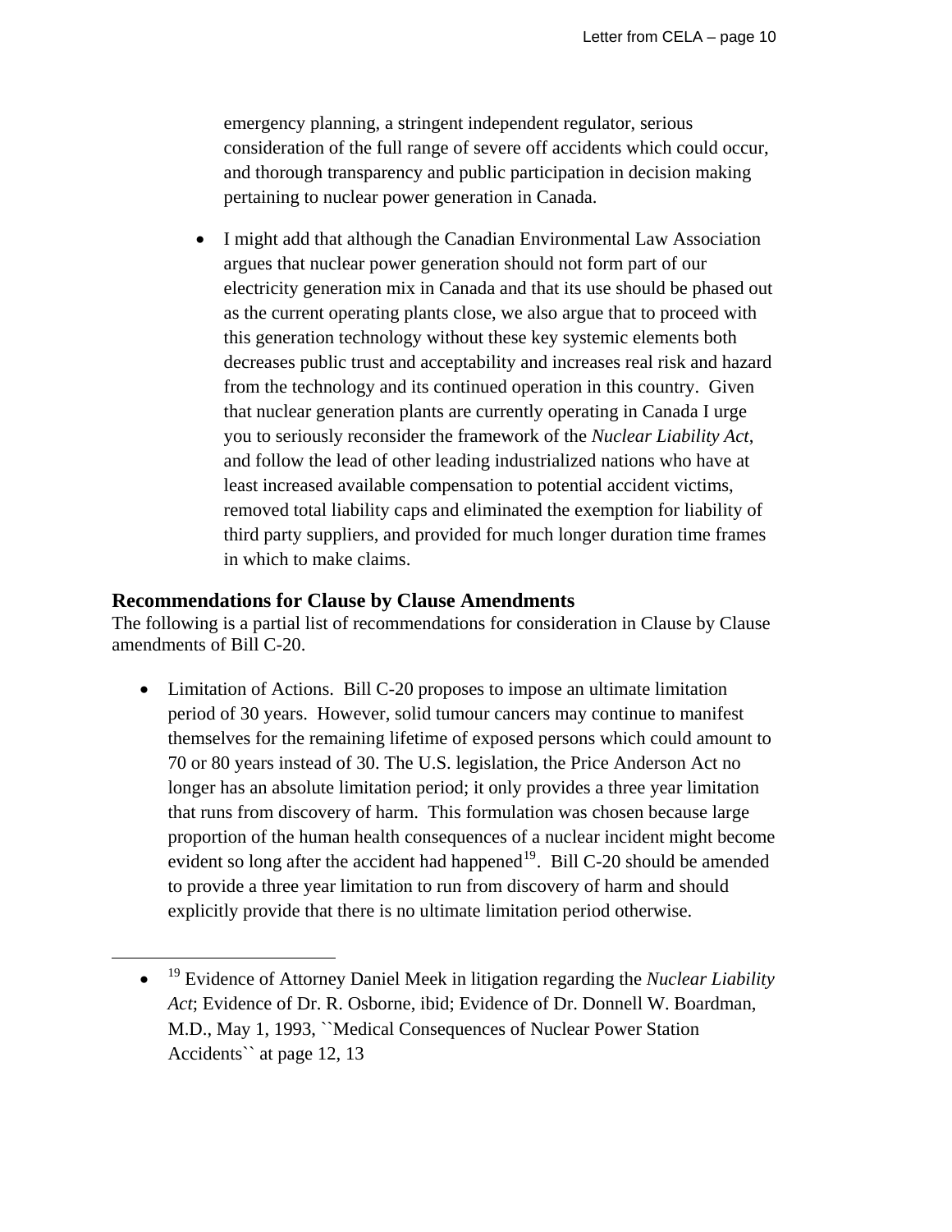emergency planning, a stringent independent regulator, serious consideration of the full range of severe off accidents which could occur, and thorough transparency and public participation in decision making pertaining to nuclear power generation in Canada.

- I might add that although the Canadian Environmental Law Association argues that nuclear power generation should not form part of our electricity generation mix in Canada and that its use should be phased out as the current operating plants close, we also argue that to proceed with this generation technology without these key systemic elements both decreases public trust and acceptability and increases real risk and hazard from the technology and its continued operation in this country. Given that nuclear generation plants are currently operating in Canada I urge you to seriously reconsider the framework of the *Nuclear Liability Act*, and follow the lead of other leading industrialized nations who have at least increased available compensation to potential accident victims, removed total liability caps and eliminated the exemption for liability of third party suppliers, and provided for much longer duration time frames in which to make claims.

### Recommendations for Clause by Clause Amendments

The following is a partial list of recommendations for consideration in Clause by Clause amendments of Bill C-20.

- Limitation of Actions. Bill C-20 proposes to impose an ultimate limitation period of 30 years. However, solid tumour cancers may continue to manifest themselves for the remaining lifetime of exposed persons which could amount to 70 or 80 years instead of 30. The U.S. legislation, the Price Anderson Act no longer has an absolute limitation period; it only provides a three year limitation that runs from discovery of harm. This formulation was chosen because large proportion of the human health consequences of a nuclear incident might become evident so long after the accident had happened[19]. Bill C-20 should be amended to provide a three year limitation to run from discovery of harm and should explicitly provide that there is no ultimate limitation period otherwise.

---

- [19] Evidence of Attorney Daniel Meek in litigation regarding the *Nuclear Liability Act*; Evidence of Dr. R. Osborne, ibid; Evidence of Dr. Donnell W. Boardman, M.D., May 1, 1993, ``Medical Consequences of Nuclear Power Station Accidents`` at page 12, 13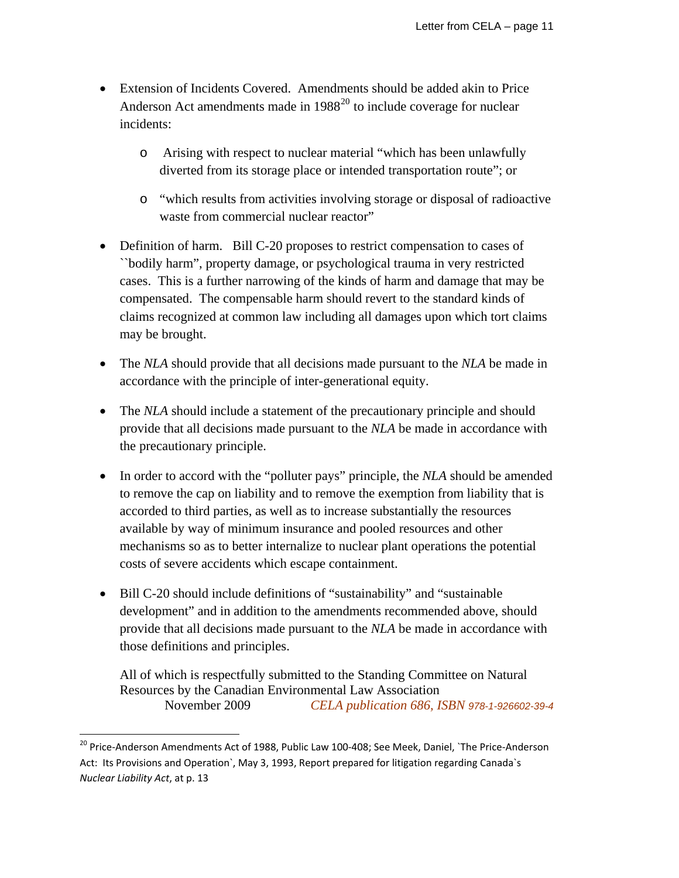- Extension of Incidents Covered. Amendments should be added akin to Price Anderson Act amendments made in 1988[20] to include coverage for nuclear incidents:

    - Arising with respect to nuclear material "which has been unlawfully diverted from its storage place or intended transportation route"; or

    - "which results from activities involving storage or disposal of radioactive waste from commercial nuclear reactor"

- Definition of harm. Bill C-20 proposes to restrict compensation to cases of ``bodily harm", property damage, or psychological trauma in very restricted cases. This is a further narrowing of the kinds of harm and damage that may be compensated. The compensable harm should revert to the standard kinds of claims recognized at common law including all damages upon which tort claims may be brought.

- The *NLA* should provide that all decisions made pursuant to the *NLA* be made in accordance with the principle of inter-generational equity.

- The *NLA* should include a statement of the precautionary principle and should provide that all decisions made pursuant to the *NLA* be made in accordance with the precautionary principle.

- In order to accord with the "polluter pays" principle, the *NLA* should be amended to remove the cap on liability and to remove the exemption from liability that is accorded to third parties, as well as to increase substantially the resources available by way of minimum insurance and pooled resources and other mechanisms so as to better internalize to nuclear plant operations the potential costs of severe accidents which escape containment.

- Bill C-20 should include definitions of "sustainability" and "sustainable development" and in addition to the amendments recommended above, should provide that all decisions made pursuant to the *NLA* be made in accordance with those definitions and principles.

All of which is respectfully submitted to the Standing Committee on Natural Resources by the Canadian Environmental Law Association

November 2009 *CELA publication 686, ISBN 978-1-926602-39-4*

---

[20] Price-Anderson Amendments Act of 1988, Public Law 100-408; See Meek, Daniel, `The Price-Anderson Act: Its Provisions and Operation`, May 3, 1993, Report prepared for litigation regarding Canada`s *Nuclear Liability Act*, at p. 13